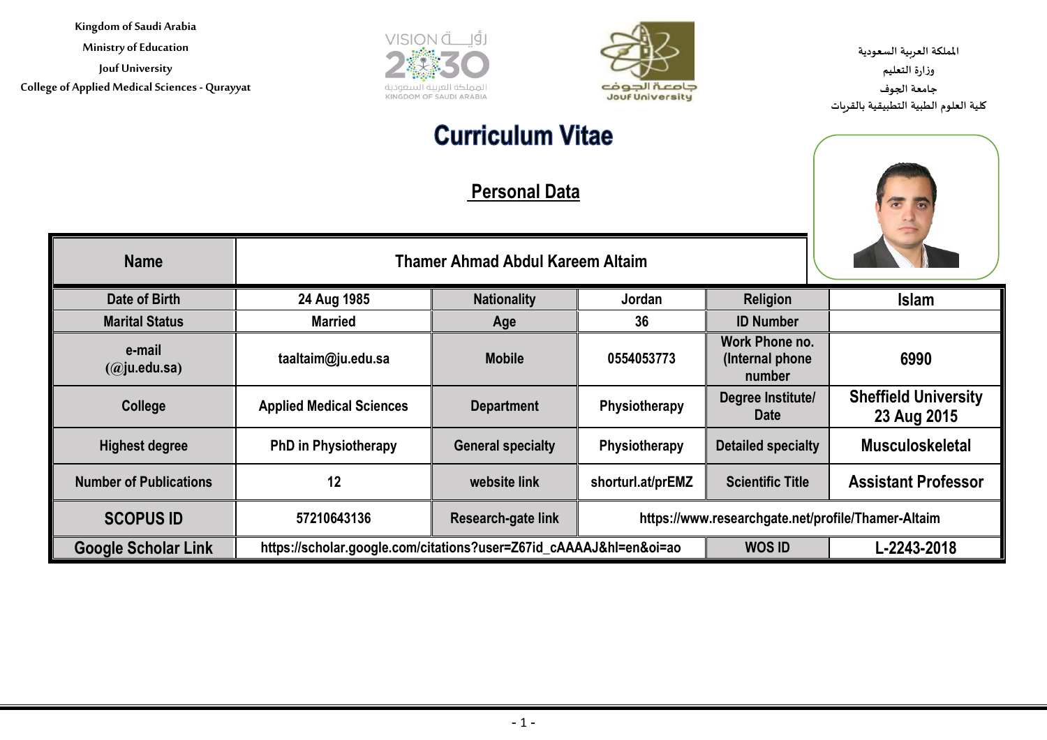Kingdom of Saudi Arabia
Ministry of Education
Jouf University
College of Applied Medical Sciences - Qurayyat

المملكة العربية السعودية
وزارة التعليم
جامعة الجوف
كلية العلوم الطبية التطبيقية بالقريات

# Curriculum Vitae

## Personal Data

| Name | Thamer Ahmad Abdul Kareem Altaim | | | | |
|---|---|---|---|---|---|
| Date of Birth | 24 Aug 1985 | Nationality | Jordan | Religion | Islam |
| Marital Status | Married | Age | 36 | ID Number | |
| e-mail (@ju.edu.sa) | taaltaim@ju.edu.sa | Mobile | 0554053773 | Work Phone no. (Internal phone number | 6990 |
| College | Applied Medical Sciences | Department | Physiotherapy | Degree Institute/ Date | Sheffield University 23 Aug 2015 |
| Highest degree | PhD in Physiotherapy | General specialty | Physiotherapy | Detailed specialty | Musculoskeletal |
| Number of Publications | 12 | website link | shorturl.at/prEMZ | Scientific Title | Assistant Professor |
| SCOPUS ID | 57210643136 | Research-gate link | https://www.researchgate.net/profile/Thamer-Altaim | | |
| Google Scholar Link | https://scholar.google.com/citations?user=Z67id_cAAAAJ&hl=en&oi=ao | | | WOS ID | L-2243-2018 |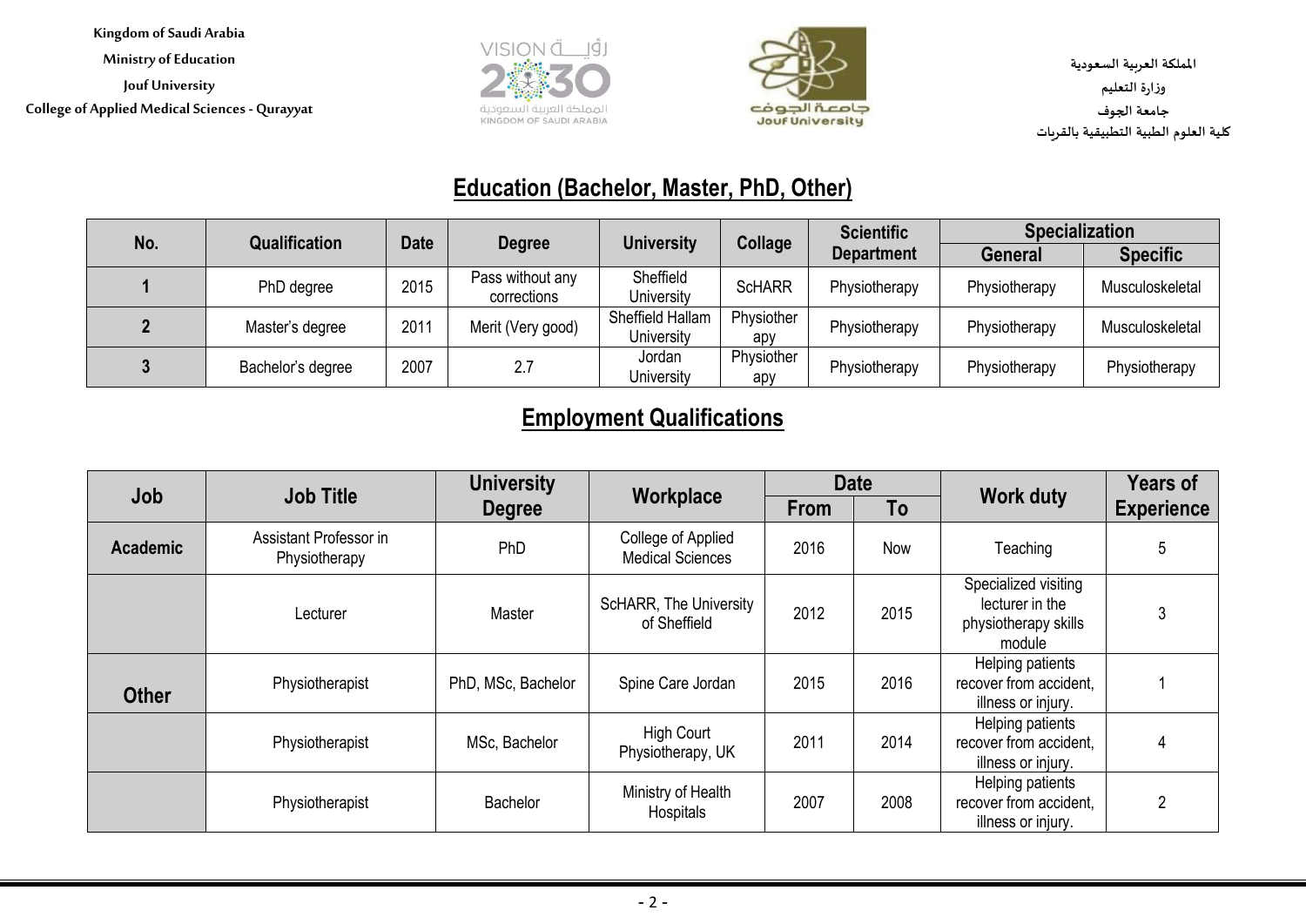## Education (Bachelor, Master, PhD, Other)

| No. | Qualification | Date | Degree | University | Collage | Scientific Department | Specialization | |
|---|---|---|---|---|---|---|---|---|
| | | | | | | | General | Specific |
| 1 | PhD degree | 2015 | Pass without any corrections | Sheffield University | ScHARR | Physiotherapy | Physiotherapy | Musculoskeletal |
| 2 | Master's degree | 2011 | Merit (Very good) | Sheffield Hallam University | Physiotherapy | Physiotherapy | Physiotherapy | Musculoskeletal |
| 3 | Bachelor's degree | 2007 | 2.7 | Jordan University | Physiotherapy | Physiotherapy | Physiotherapy | Physiotherapy |

## Employment Qualifications

| Job | Job Title | University Degree | Workplace | Date | | Work duty | Years of Experience |
|---|---|---|---|---|---|---|---|
| | | | | From | To | | |
| Academic | Assistant Professor in Physiotherapy | PhD | College of Applied Medical Sciences | 2016 | Now | Teaching | 5 |
| | Lecturer | Master | ScHARR, The University of Sheffield | 2012 | 2015 | Specialized visiting lecturer in the physiotherapy skills module | 3 |
| Other | Physiotherapist | PhD, MSc, Bachelor | Spine Care Jordan | 2015 | 2016 | Helping patients recover from accident, illness or injury. | 1 |
| | Physiotherapist | MSc, Bachelor | High Court Physiotherapy, UK | 2011 | 2014 | Helping patients recover from accident, illness or injury. | 4 |
| | Physiotherapist | Bachelor | Ministry of Health Hospitals | 2007 | 2008 | Helping patients recover from accident, illness or injury. | 2 |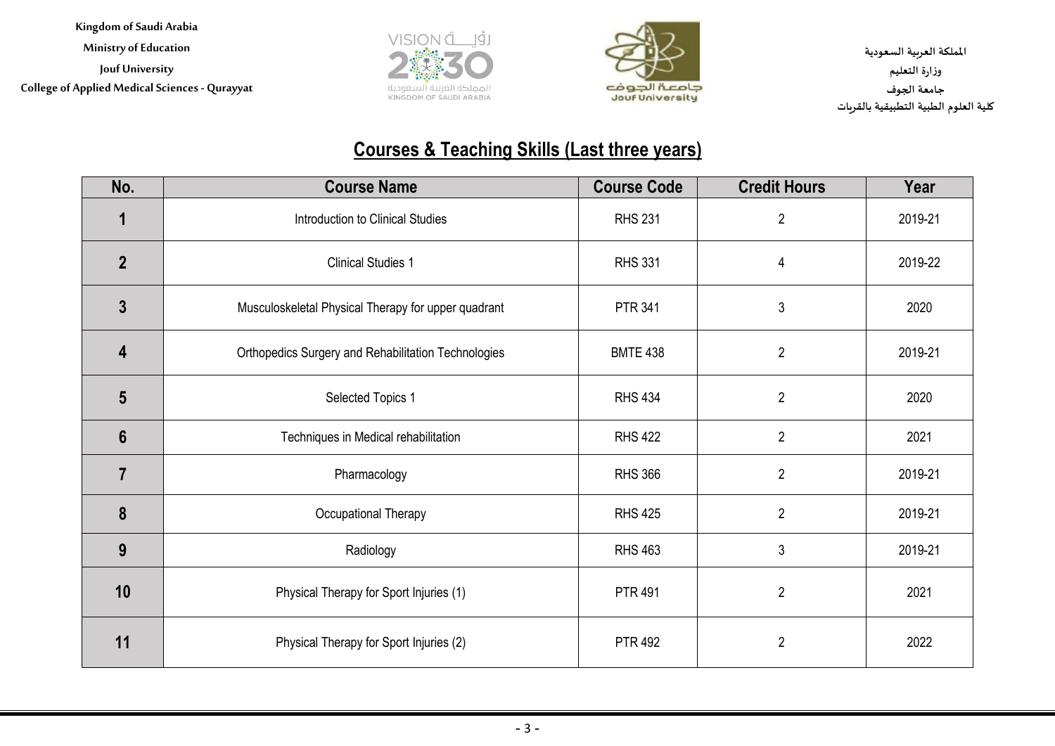Kingdom of Saudi Arabia
Ministry of Education
Jouf University
College of Applied Medical Sciences - Qurayyat

المملكة العربية السعودية
وزارة التعليم
جامعة الجوف
كلية العلوم الطبية التطبيقية بالقريات

## Courses & Teaching Skills (Last three years)

| No. | Course Name | Course Code | Credit Hours | Year |
|---|---|---|---|---|
| 1 | Introduction to Clinical Studies | RHS 231 | 2 | 2019-21 |
| 2 | Clinical Studies 1 | RHS 331 | 4 | 2019-22 |
| 3 | Musculoskeletal Physical Therapy for upper quadrant | PTR 341 | 3 | 2020 |
| 4 | Orthopedics Surgery and Rehabilitation Technologies | BMTE 438 | 2 | 2019-21 |
| 5 | Selected Topics 1 | RHS 434 | 2 | 2020 |
| 6 | Techniques in Medical rehabilitation | RHS 422 | 2 | 2021 |
| 7 | Pharmacology | RHS 366 | 2 | 2019-21 |
| 8 | Occupational Therapy | RHS 425 | 2 | 2019-21 |
| 9 | Radiology | RHS 463 | 3 | 2019-21 |
| 10 | Physical Therapy for Sport Injuries (1) | PTR 491 | 2 | 2021 |
| 11 | Physical Therapy for Sport Injuries (2) | PTR 492 | 2 | 2022 |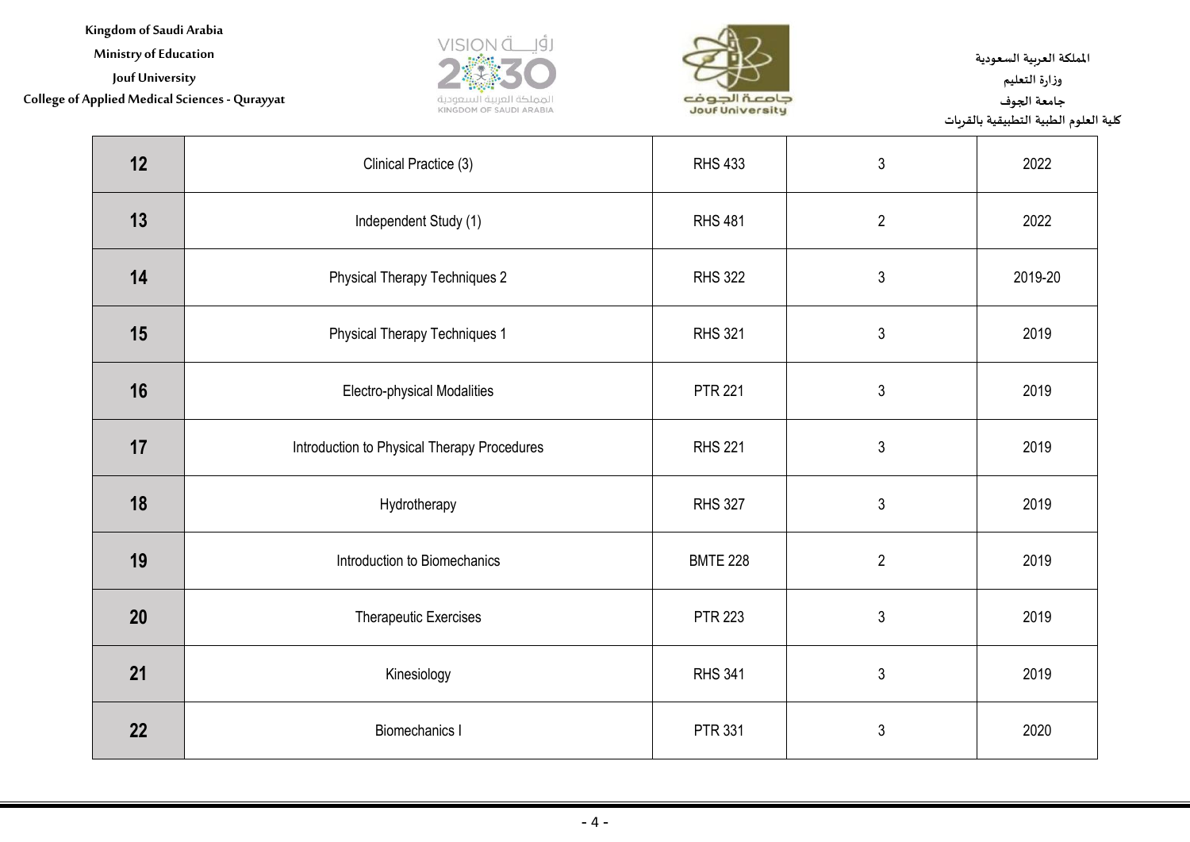| | | | | |
|---|---|---|---|---|
| **12** | Clinical Practice (3) | RHS 433 | 3 | 2022 |
| **13** | Independent Study (1) | RHS 481 | 2 | 2022 |
| **14** | Physical Therapy Techniques 2 | RHS 322 | 3 | 2019-20 |
| **15** | Physical Therapy Techniques 1 | RHS 321 | 3 | 2019 |
| **16** | Electro-physical Modalities | PTR 221 | 3 | 2019 |
| **17** | Introduction to Physical Therapy Procedures | RHS 221 | 3 | 2019 |
| **18** | Hydrotherapy | RHS 327 | 3 | 2019 |
| **19** | Introduction to Biomechanics | BMTE 228 | 2 | 2019 |
| **20** | Therapeutic Exercises | PTR 223 | 3 | 2019 |
| **21** | Kinesiology | RHS 341 | 3 | 2019 |
| **22** | Biomechanics I | PTR 331 | 3 | 2020 |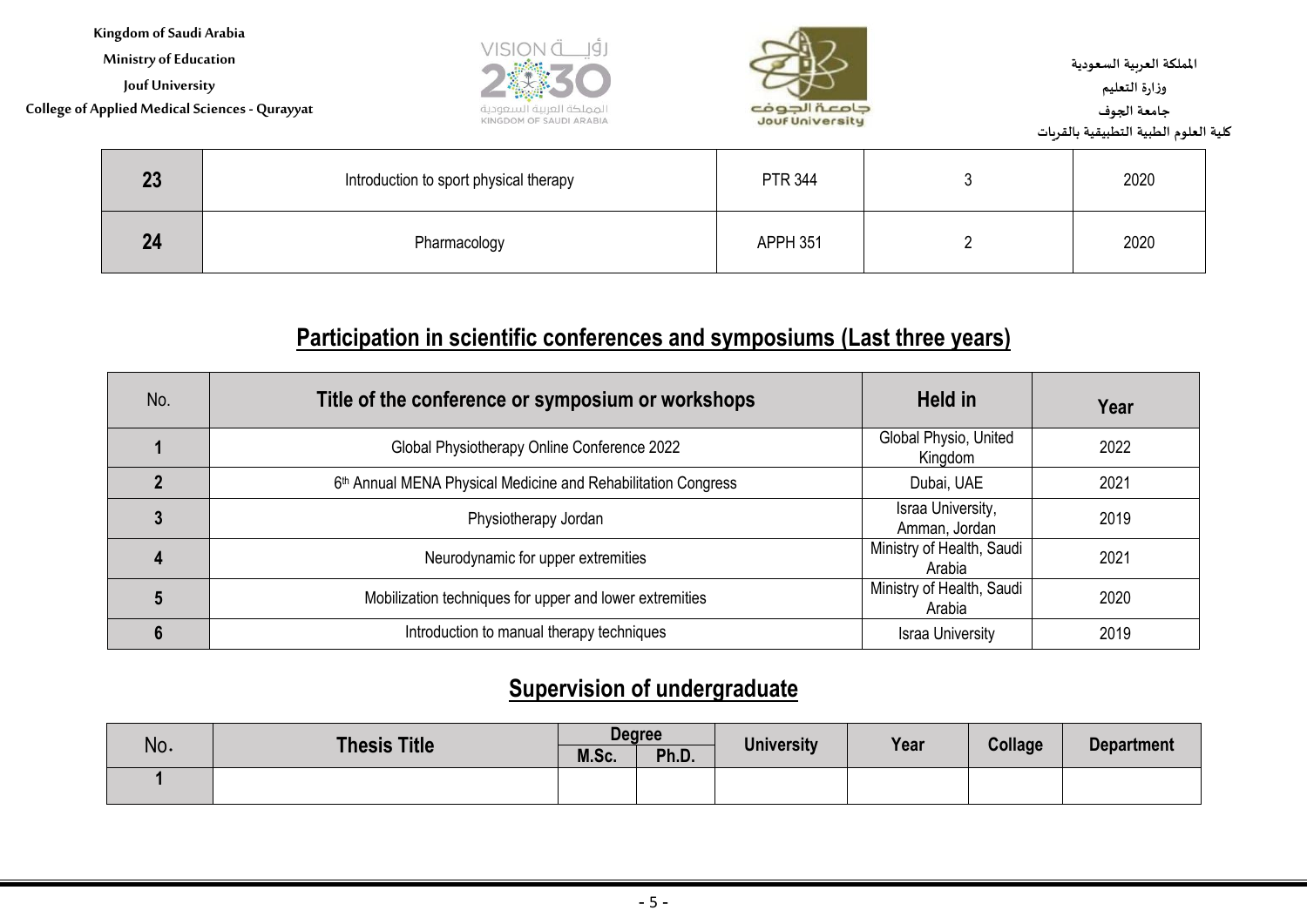| 23 | Introduction to sport physical therapy | PTR 344 | 3 | 2020 |
|---|---|---|---|---|
| 24 | Pharmacology | APPH 351 | 2 | 2020 |

## Participation in scientific conferences and symposiums (Last three years)

| No. | Title of the conference or symposium or workshops | Held in | Year |
|---|---|---|---|
| 1 | Global Physiotherapy Online Conference 2022 | Global Physio, United Kingdom | 2022 |
| 2 | 6th Annual MENA Physical Medicine and Rehabilitation Congress | Dubai, UAE | 2021 |
| 3 | Physiotherapy Jordan | Israa University, Amman, Jordan | 2019 |
| 4 | Neurodynamic for upper extremities | Ministry of Health, Saudi Arabia | 2021 |
| 5 | Mobilization techniques for upper and lower extremities | Ministry of Health, Saudi Arabia | 2020 |
| 6 | Introduction to manual therapy techniques | Israa University | 2019 |

## Supervision of undergraduate

| No. | Thesis Title | Degree | | University | Year | Collage | Department |
|---|---|---|---|---|---|---|---|
| | | M.Sc. | Ph.D. | | | | |
| 1 | | | | | | | |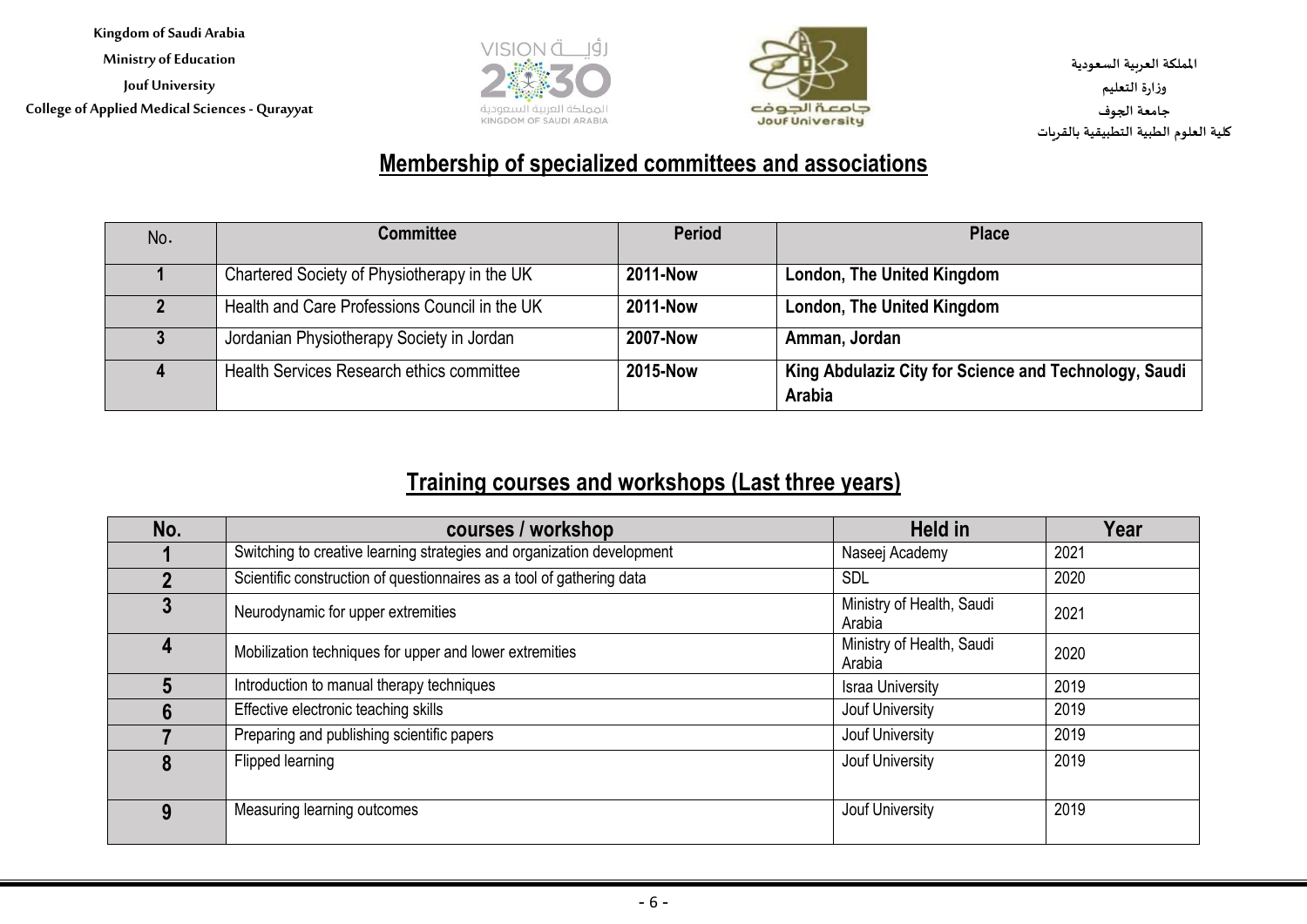## Membership of specialized committees and associations

| No. | Committee | Period | Place |
|---|---|---|---|
| 1 | Chartered Society of Physiotherapy in the UK | **2011-Now** | **London, The United Kingdom** |
| 2 | Health and Care Professions Council in the UK | **2011-Now** | **London, The United Kingdom** |
| 3 | Jordanian Physiotherapy Society in Jordan | **2007-Now** | **Amman, Jordan** |
| 4 | Health Services Research ethics committee | **2015-Now** | **King Abdulaziz City for Science and Technology, Saudi Arabia** |

## Training courses and workshops (Last three years)

| No. | courses / workshop | Held in | Year |
|---|---|---|---|
| 1 | Switching to creative learning strategies and organization development | Naseej Academy | 2021 |
| 2 | Scientific construction of questionnaires as a tool of gathering data | SDL | 2020 |
| 3 | Neurodynamic for upper extremities | Ministry of Health, Saudi Arabia | 2021 |
| 4 | Mobilization techniques for upper and lower extremities | Ministry of Health, Saudi Arabia | 2020 |
| 5 | Introduction to manual therapy techniques | Israa University | 2019 |
| 6 | Effective electronic teaching skills | Jouf University | 2019 |
| 7 | Preparing and publishing scientific papers | Jouf University | 2019 |
| 8 | Flipped learning | Jouf University | 2019 |
| 9 | Measuring learning outcomes | Jouf University | 2019 |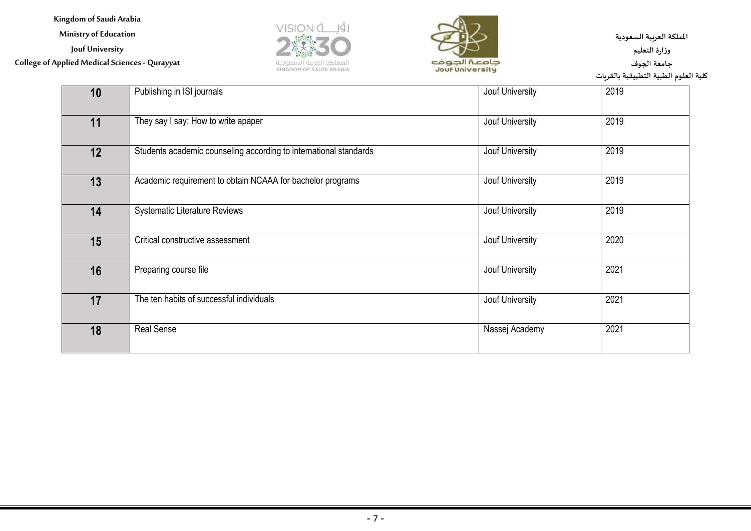| | | | |
|---|---|---|---|
| **10** | Publishing in ISI journals | Jouf University | 2019 |
| **11** | They say I say: How to write apaper | Jouf University | 2019 |
| **12** | Students academic counseling according to international standards | Jouf University | 2019 |
| **13** | Academic requirement to obtain NCAAA for bachelor programs | Jouf University | 2019 |
| **14** | Systematic Literature Reviews | Jouf University | 2019 |
| **15** | Critical constructive assessment | Jouf University | 2020 |
| **16** | Preparing course file | Jouf University | 2021 |
| **17** | The ten habits of successful individuals | Jouf University | 2021 |
| **18** | Real Sense | Nassej Academy | 2021 |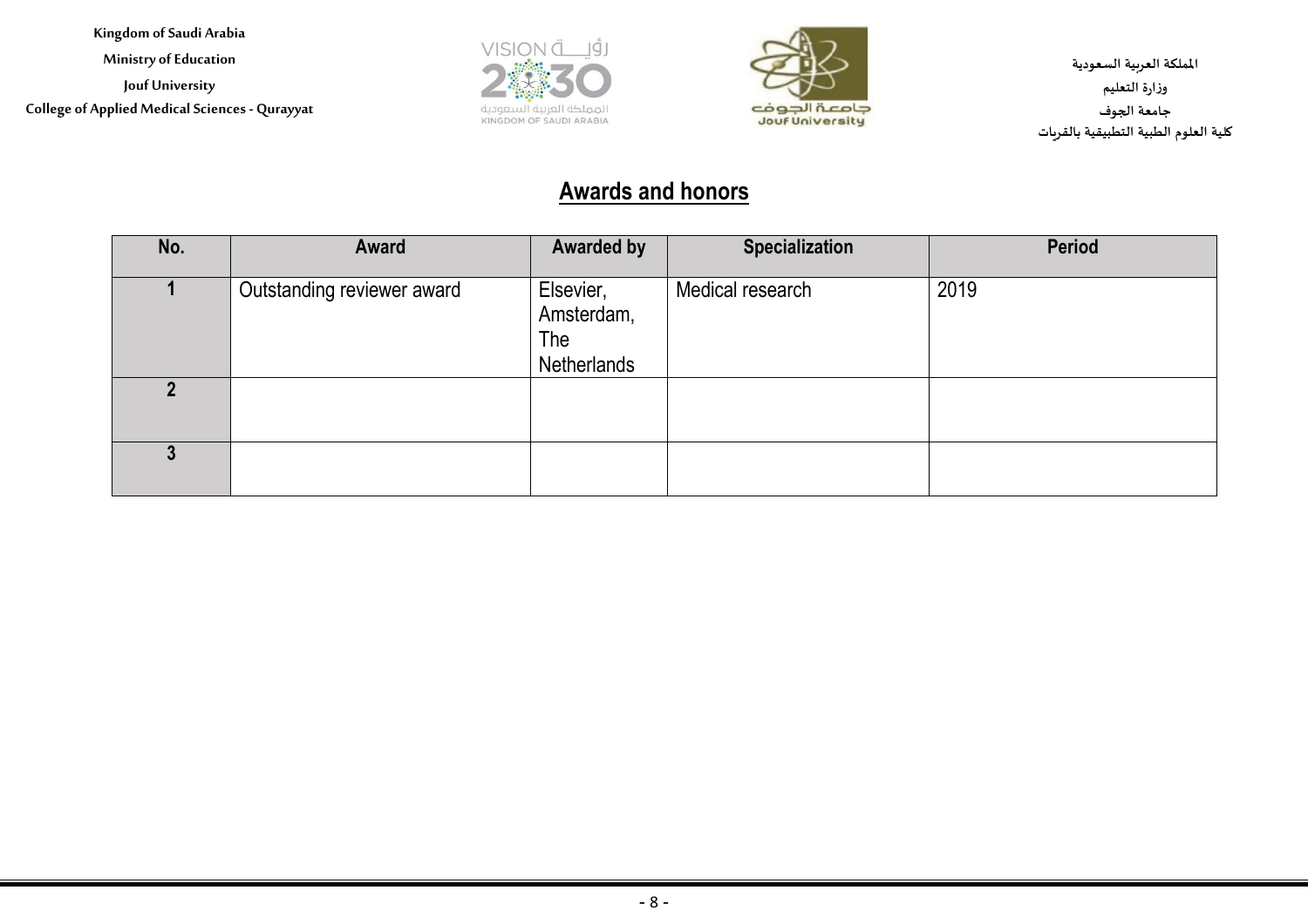## Awards and honors

| No. | Award | Awarded by | Specialization | Period |
|---|---|---|---|---|
| 1 | Outstanding reviewer award | Elsevier, Amsterdam, The Netherlands | Medical research | 2019 |
| 2 | | | | |
| 3 | | | | |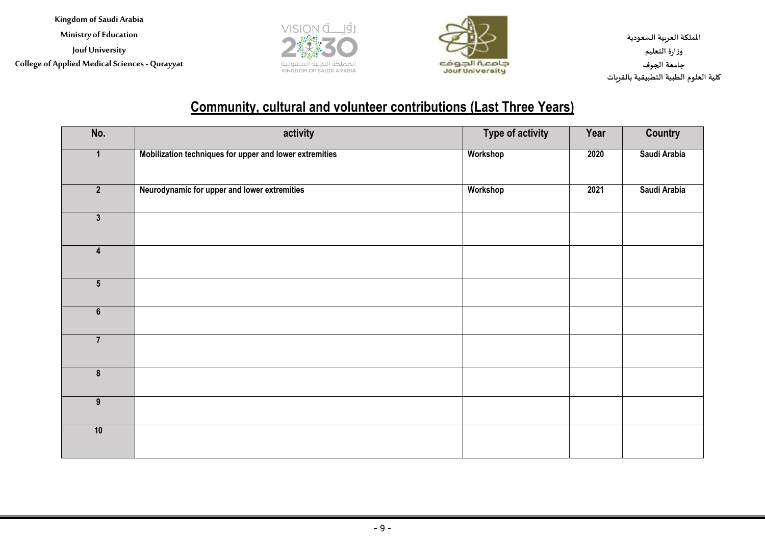# Community, cultural and volunteer contributions (Last Three Years)

| No. | activity | Type of activity | Year | Country |
|---|---|---|---|---|
| 1 | Mobilization techniques for upper and lower extremities | Workshop | 2020 | Saudi Arabia |
| 2 | Neurodynamic for upper and lower extremities | Workshop | 2021 | Saudi Arabia |
| 3 | | | | |
| 4 | | | | |
| 5 | | | | |
| 6 | | | | |
| 7 | | | | |
| 8 | | | | |
| 9 | | | | |
| 10 | | | | |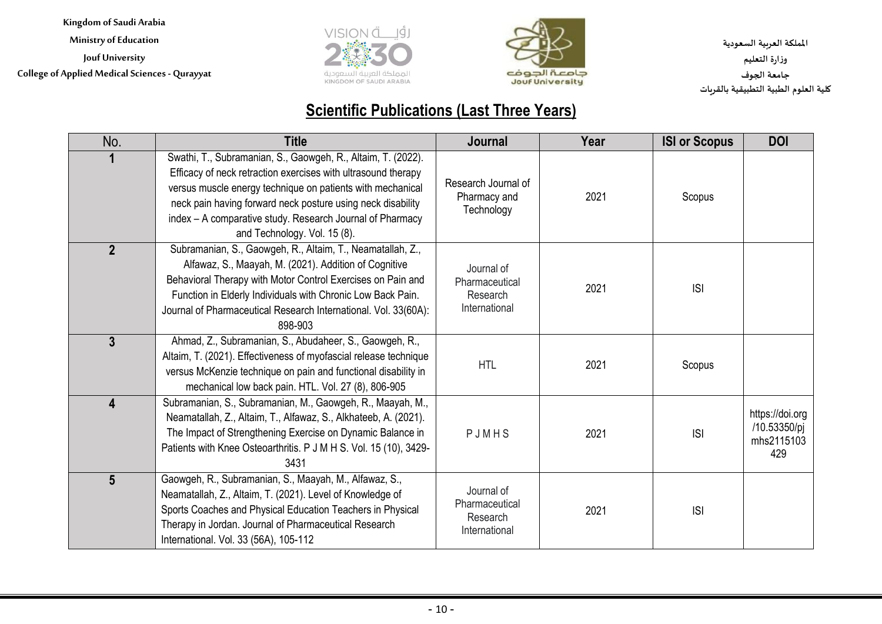## Scientific Publications (Last Three Years)

| No. | Title | Journal | Year | ISI or Scopus | DOI |
|---|---|---|---|---|---|
| 1 | Swathi, T., Subramanian, S., Gaowgeh, R., Altaim, T. (2022). Efficacy of neck retraction exercises with ultrasound therapy versus muscle energy technique on patients with mechanical neck pain having forward neck posture using neck disability index – A comparative study. Research Journal of Pharmacy and Technology. Vol. 15 (8). | Research Journal of Pharmacy and Technology | 2021 | Scopus | |
| 2 | Subramanian, S., Gaowgeh, R., Altaim, T., Neamatallah, Z., Alfawaz, S., Maayah, M. (2021). Addition of Cognitive Behavioral Therapy with Motor Control Exercises on Pain and Function in Elderly Individuals with Chronic Low Back Pain. Journal of Pharmaceutical Research International. Vol. 33(60A): 898-903 | Journal of Pharmaceutical Research International | 2021 | ISI | |
| 3 | Ahmad, Z., Subramanian, S., Abudaheer, S., Gaowgeh, R., Altaim, T. (2021). Effectiveness of myofascial release technique versus McKenzie technique on pain and functional disability in mechanical low back pain. HTL. Vol. 27 (8), 806-905 | HTL | 2021 | Scopus | |
| 4 | Subramanian, S., Subramanian, M., Gaowgeh, R., Maayah, M., Neamatallah, Z., Altaim, T., Alfawaz, S., Alkhateeb, A. (2021). The Impact of Strengthening Exercise on Dynamic Balance in Patients with Knee Osteoarthritis. P J M H S. Vol. 15 (10), 3429-3431 | P J M H S | 2021 | ISI | https://doi.org/10.53350/pjmhs2115103429 |
| 5 | Gaowgeh, R., Subramanian, S., Maayah, M., Alfawaz, S., Neamatallah, Z., Altaim, T. (2021). Level of Knowledge of Sports Coaches and Physical Education Teachers in Physical Therapy in Jordan. Journal of Pharmaceutical Research International. Vol. 33 (56A), 105-112 | Journal of Pharmaceutical Research International | 2021 | ISI | |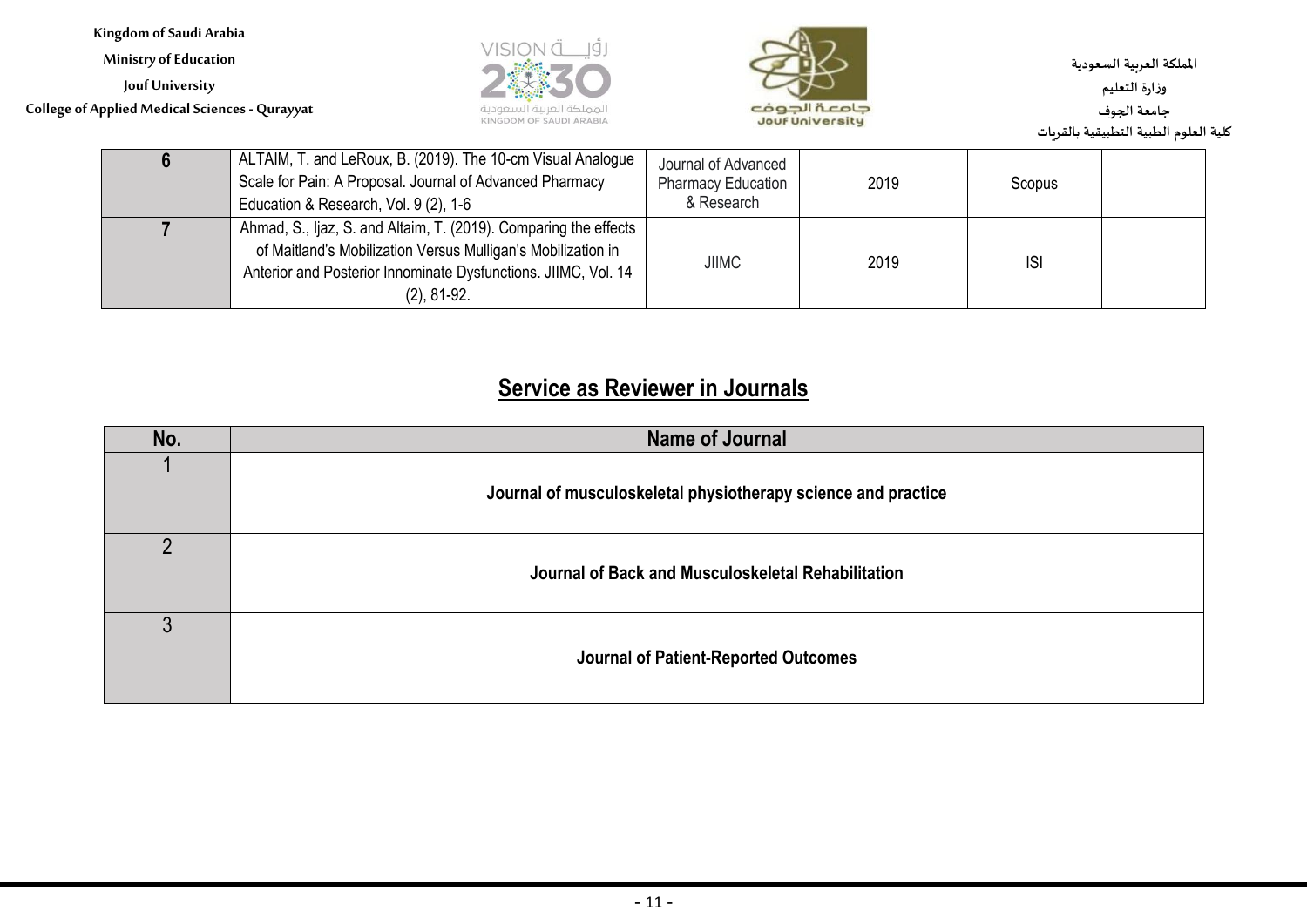| | | | | | |
|---|---|---|---|---|---|
| **6** | ALTAIM, T. and LeRoux, B. (2019). The 10-cm Visual Analogue Scale for Pain: A Proposal. Journal of Advanced Pharmacy Education & Research, Vol. 9 (2), 1-6 | Journal of Advanced Pharmacy Education & Research | 2019 | Scopus | |
| **7** | Ahmad, S., Ijaz, S. and Altaim, T. (2019). Comparing the effects of Maitland's Mobilization Versus Mulligan's Mobilization in Anterior and Posterior Innominate Dysfunctions. JIIMC, Vol. 14 (2), 81-92. | JIIMC | 2019 | ISI | |

## Service as Reviewer in Journals

| No. | Name of Journal |
|---|---|
| 1 | **Journal of musculoskeletal physiotherapy science and practice** |
| 2 | **Journal of Back and Musculoskeletal Rehabilitation** |
| 3 | **Journal of Patient-Reported Outcomes** |